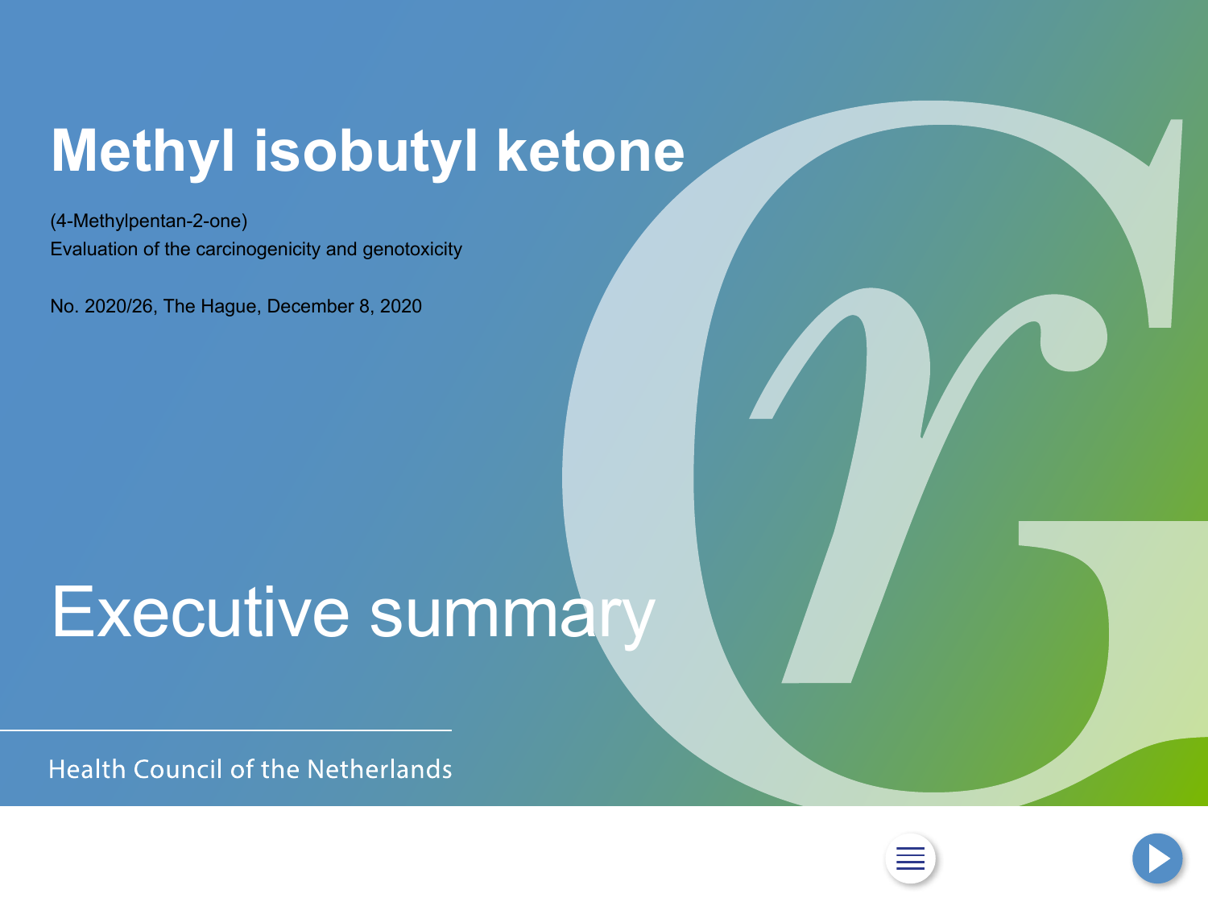# Methyl isobutyl ketone

(4-Methylpentan-2-one)

Evaluation of the carcinogenicity and genotoxicity

No. 2020/26, The Hague, December 8, 2020

## Executive summary

Health Council of the Netherlands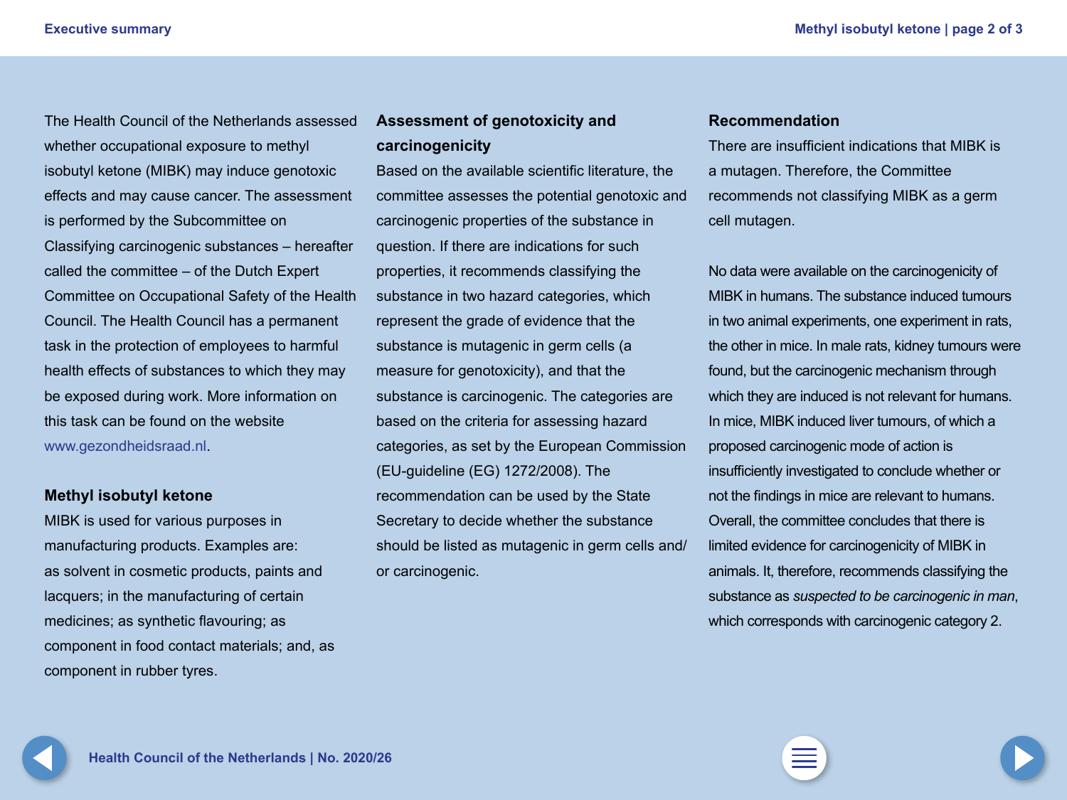The Health Council of the Netherlands assessed whether occupational exposure to methyl isobutyl ketone (MIBK) may induce genotoxic effects and may cause cancer. The assessment is performed by the Subcommittee on Classifying carcinogenic substances – hereafter called the committee – of the Dutch Expert Committee on Occupational Safety of the Health Council. The Health Council has a permanent task in the protection of employees to harmful health effects of substances to which they may be exposed during work. More information on this task can be found on the website www.gezondheidsraad.nl.

## Methyl isobutyl ketone

MIBK is used for various purposes in manufacturing products. Examples are: as solvent in cosmetic products, paints and lacquers; in the manufacturing of certain medicines; as synthetic flavouring; as component in food contact materials; and, as component in rubber tyres.

## Assessment of genotoxicity and carcinogenicity

Based on the available scientific literature, the committee assesses the potential genotoxic and carcinogenic properties of the substance in question. If there are indications for such properties, it recommends classifying the substance in two hazard categories, which represent the grade of evidence that the substance is mutagenic in germ cells (a measure for genotoxicity), and that the substance is carcinogenic. The categories are based on the criteria for assessing hazard categories, as set by the European Commission (EU-guideline (EG) 1272/2008). The recommendation can be used by the State Secretary to decide whether the substance should be listed as mutagenic in germ cells and/or carcinogenic.

## Recommendation

There are insufficient indications that MIBK is a mutagen. Therefore, the Committee recommends not classifying MIBK as a germ cell mutagen.

No data were available on the carcinogenicity of MIBK in humans. The substance induced tumours in two animal experiments, one experiment in rats, the other in mice. In male rats, kidney tumours were found, but the carcinogenic mechanism through which they are induced is not relevant for humans. In mice, MIBK induced liver tumours, of which a proposed carcinogenic mode of action is insufficiently investigated to conclude whether or not the findings in mice are relevant to humans. Overall, the committee concludes that there is limited evidence for carcinogenicity of MIBK in animals. It, therefore, recommends classifying the substance as *suspected to be carcinogenic in man*, which corresponds with carcinogenic category 2.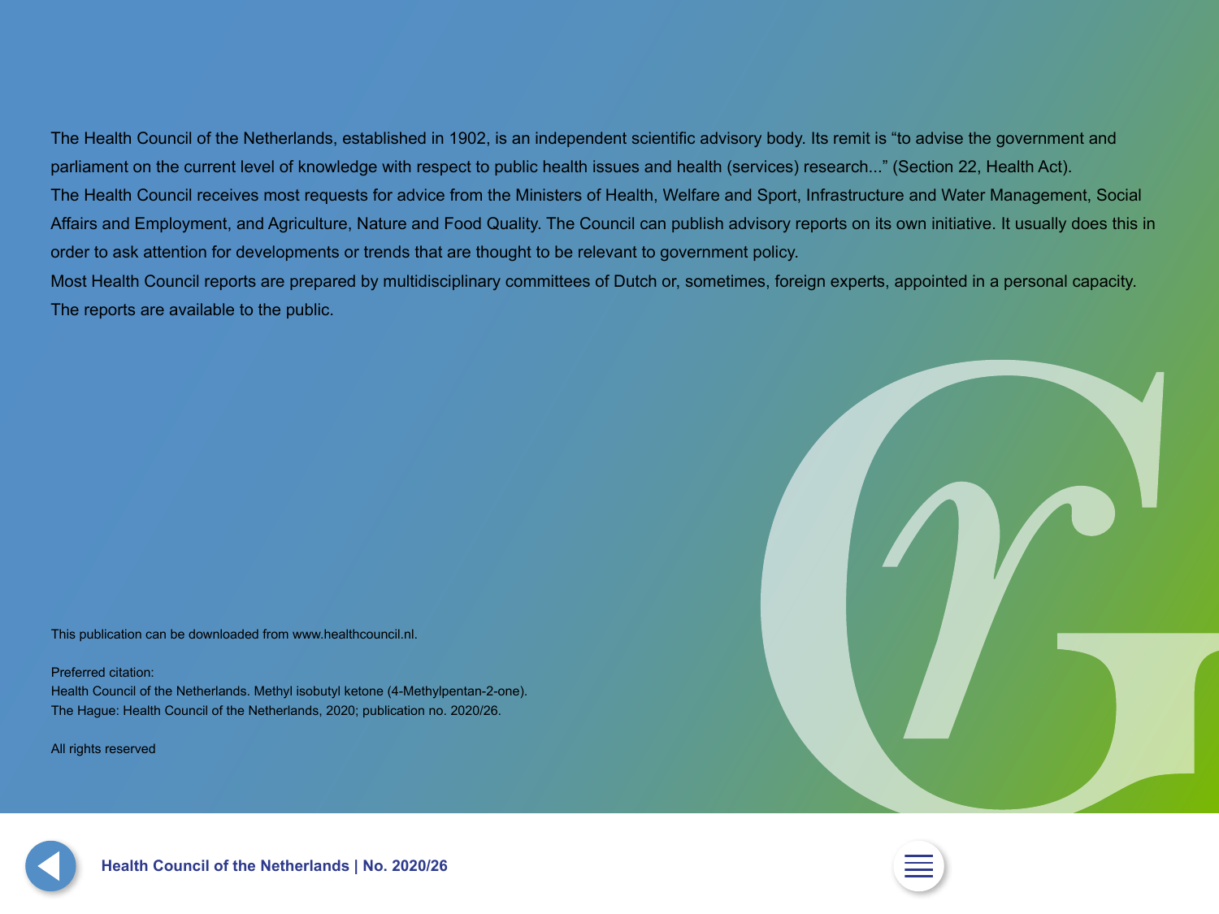The Health Council of the Netherlands, established in 1902, is an independent scientific advisory body. Its remit is “to advise the government and parliament on the current level of knowledge with respect to public health issues and health (services) research...” (Section 22, Health Act).

The Health Council receives most requests for advice from the Ministers of Health, Welfare and Sport, Infrastructure and Water Management, Social Affairs and Employment, and Agriculture, Nature and Food Quality. The Council can publish advisory reports on its own initiative. It usually does this in order to ask attention for developments or trends that are thought to be relevant to government policy.

Most Health Council reports are prepared by multidisciplinary committees of Dutch or, sometimes, foreign experts, appointed in a personal capacity. The reports are available to the public.

This publication can be downloaded from www.healthcouncil.nl.

Preferred citation:
Health Council of the Netherlands. Methyl isobutyl ketone (4-Methylpentan-2-one). The Hague: Health Council of the Netherlands, 2020; publication no. 2020/26.

All rights reserved